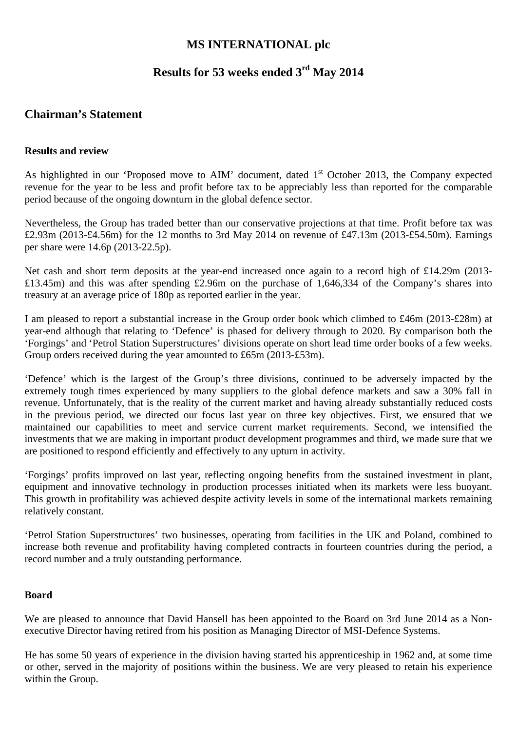# MS INTERNATIONAL plc

## Results for 53 weeks ended 3rd May 2014

## Chairman's Statement

### Results and review

As highlighted in our 'Proposed move to AIM' document, dated 1st October 2013, the Company expected revenue for the year to be less and profit before tax to be appreciably less than reported for the comparable period because of the ongoing downturn in the global defence sector.

Nevertheless, the Group has traded better than our conservative projections at that time. Profit before tax was £2.93m (2013-£4.56m) for the 12 months to 3rd May 2014 on revenue of £47.13m (2013-£54.50m). Earnings per share were 14.6p (2013-22.5p).

Net cash and short term deposits at the year-end increased once again to a record high of £14.29m (2013-£13.45m) and this was after spending £2.96m on the purchase of 1,646,334 of the Company's shares into treasury at an average price of 180p as reported earlier in the year.

I am pleased to report a substantial increase in the Group order book which climbed to £46m (2013-£28m) at year-end although that relating to 'Defence' is phased for delivery through to 2020. By comparison both the 'Forgings' and 'Petrol Station Superstructures' divisions operate on short lead time order books of a few weeks. Group orders received during the year amounted to £65m (2013-£53m).

'Defence' which is the largest of the Group's three divisions, continued to be adversely impacted by the extremely tough times experienced by many suppliers to the global defence markets and saw a 30% fall in revenue. Unfortunately, that is the reality of the current market and having already substantially reduced costs in the previous period, we directed our focus last year on three key objectives. First, we ensured that we maintained our capabilities to meet and service current market requirements. Second, we intensified the investments that we are making in important product development programmes and third, we made sure that we are positioned to respond efficiently and effectively to any upturn in activity.

'Forgings' profits improved on last year, reflecting ongoing benefits from the sustained investment in plant, equipment and innovative technology in production processes initiated when its markets were less buoyant. This growth in profitability was achieved despite activity levels in some of the international markets remaining relatively constant.

'Petrol Station Superstructures' two businesses, operating from facilities in the UK and Poland, combined to increase both revenue and profitability having completed contracts in fourteen countries during the period, a record number and a truly outstanding performance.

### Board

We are pleased to announce that David Hansell has been appointed to the Board on 3rd June 2014 as a Non-executive Director having retired from his position as Managing Director of MSI-Defence Systems.

He has some 50 years of experience in the division having started his apprenticeship in 1962 and, at some time or other, served in the majority of positions within the business. We are very pleased to retain his experience within the Group.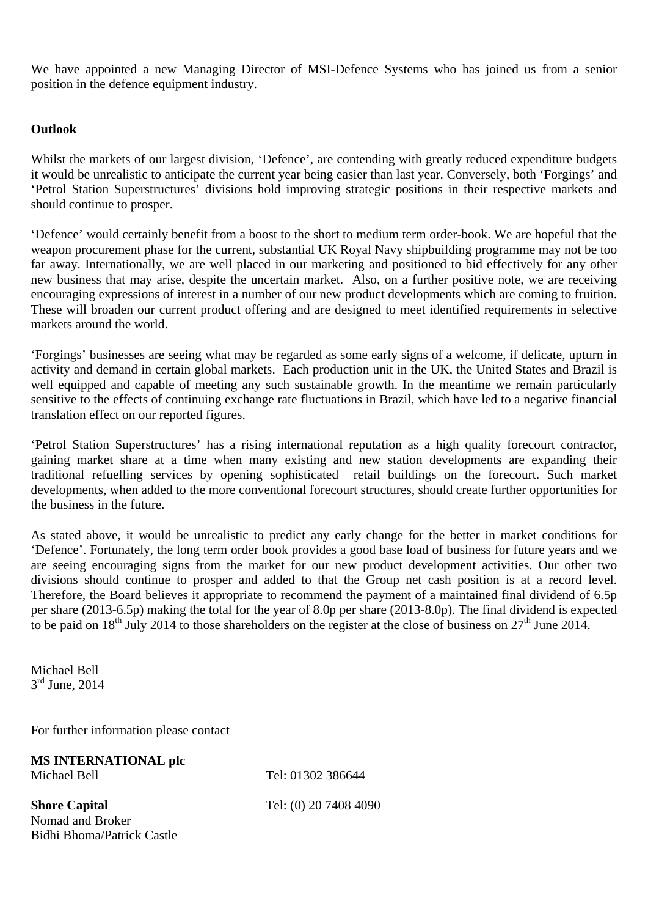We have appointed a new Managing Director of MSI-Defence Systems who has joined us from a senior position in the defence equipment industry.

**Outlook**

Whilst the markets of our largest division, 'Defence', are contending with greatly reduced expenditure budgets it would be unrealistic to anticipate the current year being easier than last year. Conversely, both 'Forgings' and 'Petrol Station Superstructures' divisions hold improving strategic positions in their respective markets and should continue to prosper.

'Defence' would certainly benefit from a boost to the short to medium term order-book. We are hopeful that the weapon procurement phase for the current, substantial UK Royal Navy shipbuilding programme may not be too far away. Internationally, we are well placed in our marketing and positioned to bid effectively for any other new business that may arise, despite the uncertain market. Also, on a further positive note, we are receiving encouraging expressions of interest in a number of our new product developments which are coming to fruition. These will broaden our current product offering and are designed to meet identified requirements in selective markets around the world.

'Forgings' businesses are seeing what may be regarded as some early signs of a welcome, if delicate, upturn in activity and demand in certain global markets. Each production unit in the UK, the United States and Brazil is well equipped and capable of meeting any such sustainable growth. In the meantime we remain particularly sensitive to the effects of continuing exchange rate fluctuations in Brazil, which have led to a negative financial translation effect on our reported figures.

'Petrol Station Superstructures' has a rising international reputation as a high quality forecourt contractor, gaining market share at a time when many existing and new station developments are expanding their traditional refuelling services by opening sophisticated retail buildings on the forecourt. Such market developments, when added to the more conventional forecourt structures, should create further opportunities for the business in the future.

As stated above, it would be unrealistic to predict any early change for the better in market conditions for 'Defence'. Fortunately, the long term order book provides a good base load of business for future years and we are seeing encouraging signs from the market for our new product development activities. Our other two divisions should continue to prosper and added to that the Group net cash position is at a record level. Therefore, the Board believes it appropriate to recommend the payment of a maintained final dividend of 6.5p per share (2013-6.5p) making the total for the year of 8.0p per share (2013-8.0p). The final dividend is expected to be paid on 18th July 2014 to those shareholders on the register at the close of business on 27th June 2014.

Michael Bell
3rd June, 2014

For further information please contact

**MS INTERNATIONAL plc**
Michael Bell — Tel: 01302 386644

**Shore Capital** — Tel: (0) 20 7408 4090
Nomad and Broker
Bidhi Bhoma/Patrick Castle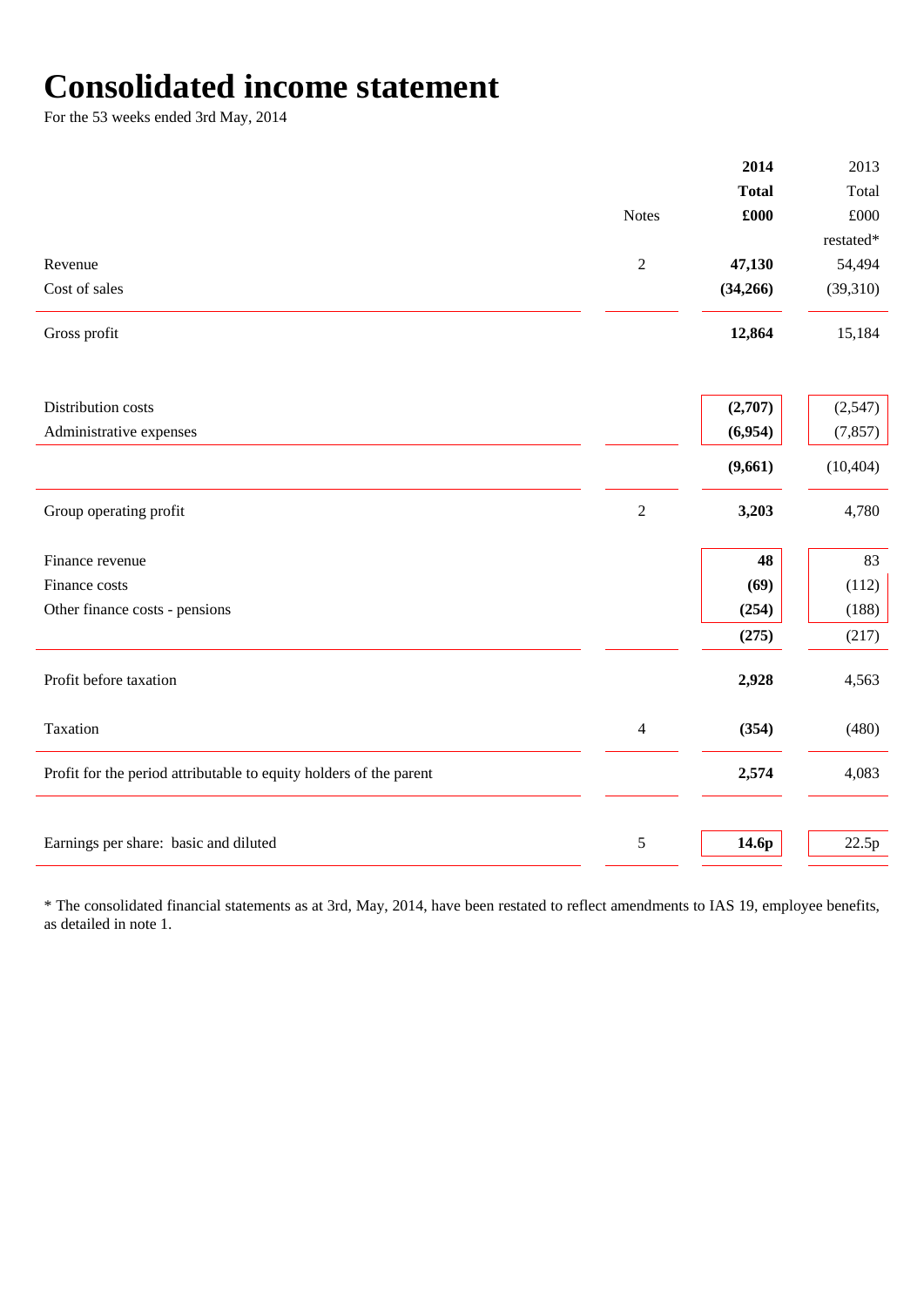# Consolidated income statement

For the 53 weeks ended 3rd May, 2014

| | Notes | **2014 Total £000** | 2013 Total £000 restated* |
|---|---|---|---|
| Revenue | 2 | **47,130** | 54,494 |
| Cost of sales | | **(34,266)** | (39,310) |
| Gross profit | | **12,864** | 15,184 |
| Distribution costs | | **(2,707)** | (2,547) |
| Administrative expenses | | **(6,954)** | (7,857) |
| | | **(9,661)** | (10,404) |
| Group operating profit | 2 | **3,203** | 4,780 |
| Finance revenue | | **48** | 83 |
| Finance costs | | **(69)** | (112) |
| Other finance costs - pensions | | **(254)** | (188) |
| | | **(275)** | (217) |
| Profit before taxation | | **2,928** | 4,563 |
| Taxation | 4 | **(354)** | (480) |
| Profit for the period attributable to equity holders of the parent | | **2,574** | 4,083 |
| Earnings per share: basic and diluted | 5 | **14.6p** | 22.5p |

* The consolidated financial statements as at 3rd, May, 2014, have been restated to reflect amendments to IAS 19, employee benefits, as detailed in note 1.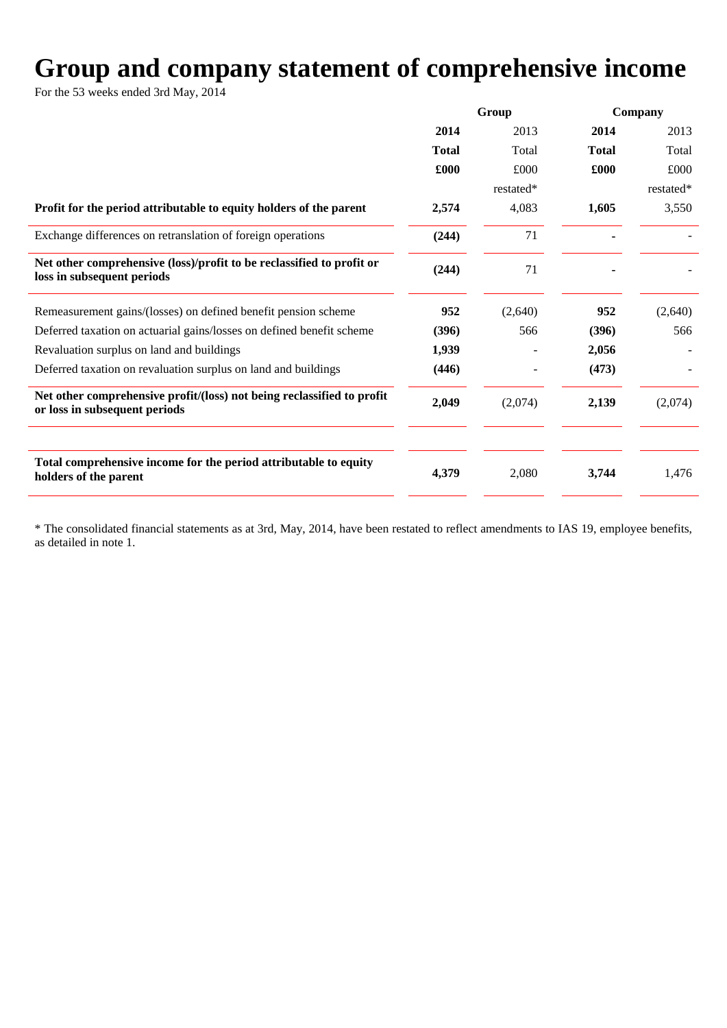# Group and company statement of comprehensive income

For the 53 weeks ended 3rd May, 2014

| | Group | | Company | |
|---|---|---|---|---|
| | **2014** | 2013 | **2014** | 2013 |
| | **Total** | Total | **Total** | Total |
| | **£000** | £000 | **£000** | £000 |
| | | restated* | | restated* |
| **Profit for the period attributable to equity holders of the parent** | **2,574** | 4,083 | **1,605** | 3,550 |
| Exchange differences on retranslation of foreign operations | **(244)** | 71 | **-** | - |
| **Net other comprehensive (loss)/profit to be reclassified to profit or loss in subsequent periods** | **(244)** | 71 | **-** | - |
| Remeasurement gains/(losses) on defined benefit pension scheme | **952** | (2,640) | **952** | (2,640) |
| Deferred taxation on actuarial gains/losses on defined benefit scheme | **(396)** | 566 | **(396)** | 566 |
| Revaluation surplus on land and buildings | **1,939** | - | **2,056** | - |
| Deferred taxation on revaluation surplus on land and buildings | **(446)** | - | **(473)** | - |
| **Net other comprehensive profit/(loss) not being reclassified to profit or loss in subsequent periods** | **2,049** | (2,074) | **2,139** | (2,074) |
| **Total comprehensive income for the period attributable to equity holders of the parent** | **4,379** | 2,080 | **3,744** | 1,476 |

* The consolidated financial statements as at 3rd, May, 2014, have been restated to reflect amendments to IAS 19, employee benefits, as detailed in note 1.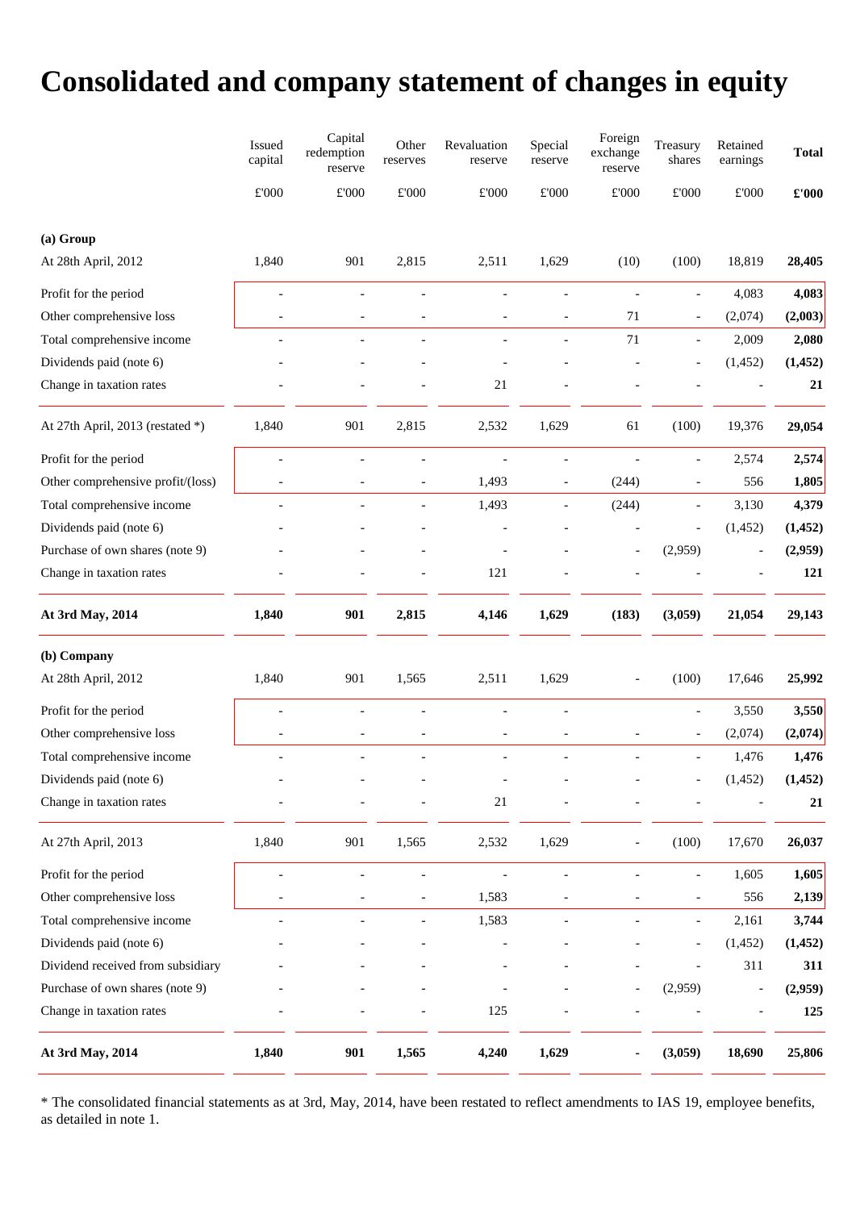# Consolidated and company statement of changes in equity

| | Issued capital | Capital redemption reserve | Other reserves | Revaluation reserve | Special reserve | Foreign exchange reserve | Treasury shares | Retained earnings | Total |
|---|---|---|---|---|---|---|---|---|---|
| | £'000 | £'000 | £'000 | £'000 | £'000 | £'000 | £'000 | £'000 | **£'000** |
| **(a) Group** | | | | | | | | | |
| At 28th April, 2012 | 1,840 | 901 | 2,815 | 2,511 | 1,629 | (10) | (100) | 18,819 | **28,405** |
| Profit for the period | - | - | - | - | - | - | - | 4,083 | **4,083** |
| Other comprehensive loss | - | - | - | - | - | 71 | - | (2,074) | **(2,003)** |
| Total comprehensive income | - | - | - | - | - | 71 | - | 2,009 | **2,080** |
| Dividends paid (note 6) | - | - | - | - | - | - | - | (1,452) | **(1,452)** |
| Change in taxation rates | - | - | - | 21 | - | - | - | - | **21** |
| At 27th April, 2013 (restated *) | 1,840 | 901 | 2,815 | 2,532 | 1,629 | 61 | (100) | 19,376 | **29,054** |
| Profit for the period | - | - | - | - | - | - | - | 2,574 | **2,574** |
| Other comprehensive profit/(loss) | - | - | - | 1,493 | - | (244) | - | 556 | **1,805** |
| Total comprehensive income | - | - | - | 1,493 | - | (244) | - | 3,130 | **4,379** |
| Dividends paid (note 6) | - | - | - | - | - | - | - | (1,452) | **(1,452)** |
| Purchase of own shares (note 9) | - | - | - | - | - | - | (2,959) | - | **(2,959)** |
| Change in taxation rates | - | - | - | 121 | - | - | - | - | **121** |
| **At 3rd May, 2014** | **1,840** | **901** | **2,815** | **4,146** | **1,629** | **(183)** | **(3,059)** | **21,054** | **29,143** |
| **(b) Company** | | | | | | | | | |
| At 28th April, 2012 | 1,840 | 901 | 1,565 | 2,511 | 1,629 | - | (100) | 17,646 | **25,992** |
| Profit for the period | - | - | - | - | - | | - | 3,550 | **3,550** |
| Other comprehensive loss | - | - | - | - | - | - | - | (2,074) | **(2,074)** |
| Total comprehensive income | - | - | - | - | - | - | - | 1,476 | **1,476** |
| Dividends paid (note 6) | - | - | - | - | - | - | - | (1,452) | **(1,452)** |
| Change in taxation rates | - | - | - | 21 | - | - | - | - | **21** |
| At 27th April, 2013 | 1,840 | 901 | 1,565 | 2,532 | 1,629 | - | (100) | 17,670 | **26,037** |
| Profit for the period | - | - | - | - | - | - | - | 1,605 | **1,605** |
| Other comprehensive loss | - | - | - | 1,583 | - | - | - | 556 | **2,139** |
| Total comprehensive income | - | - | - | 1,583 | - | - | - | 2,161 | **3,744** |
| Dividends paid (note 6) | - | - | - | - | - | - | - | (1,452) | **(1,452)** |
| Dividend received from subsidiary | - | - | - | - | - | - | - | 311 | **311** |
| Purchase of own shares (note 9) | - | - | - | - | - | - | (2,959) | - | **(2,959)** |
| Change in taxation rates | - | - | - | 125 | - | - | - | - | **125** |
| **At 3rd May, 2014** | **1,840** | **901** | **1,565** | **4,240** | **1,629** | **-** | **(3,059)** | **18,690** | **25,806** |

* The consolidated financial statements as at 3rd, May, 2014, have been restated to reflect amendments to IAS 19, employee benefits, as detailed in note 1.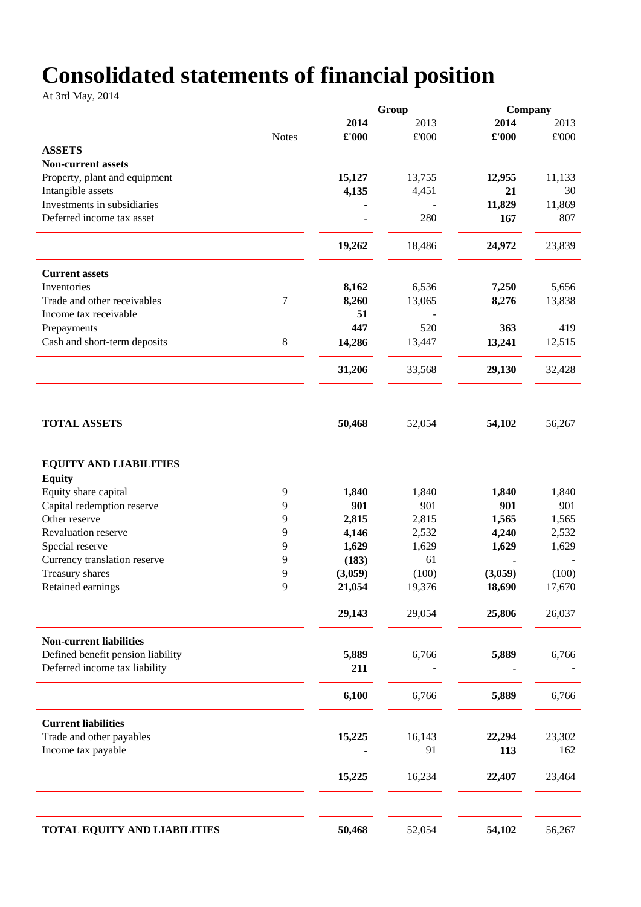# Consolidated statements of financial position

At 3rd May, 2014

| | Notes | Group | | Company | |
|---|---|---|---|---|---|
| | | **2014** | 2013 | **2014** | 2013 |
| | | **£'000** | £'000 | **£'000** | £'000 |
| **ASSETS** | | | | | |
| **Non-current assets** | | | | | |
| Property, plant and equipment | | **15,127** | 13,755 | **12,955** | 11,133 |
| Intangible assets | | **4,135** | 4,451 | **21** | 30 |
| Investments in subsidiaries | | **-** | - | **11,829** | 11,869 |
| Deferred income tax asset | | **-** | 280 | **167** | 807 |
| | | **19,262** | 18,486 | **24,972** | 23,839 |
| **Current assets** | | | | | |
| Inventories | | **8,162** | 6,536 | **7,250** | 5,656 |
| Trade and other receivables | 7 | **8,260** | 13,065 | **8,276** | 13,838 |
| Income tax receivable | | **51** | - | | |
| Prepayments | | **447** | 520 | **363** | 419 |
| Cash and short-term deposits | 8 | **14,286** | 13,447 | **13,241** | 12,515 |
| | | **31,206** | 33,568 | **29,130** | 32,428 |
| **TOTAL ASSETS** | | **50,468** | 52,054 | **54,102** | 56,267 |
| **EQUITY AND LIABILITIES** | | | | | |
| **Equity** | | | | | |
| Equity share capital | 9 | **1,840** | 1,840 | **1,840** | 1,840 |
| Capital redemption reserve | 9 | **901** | 901 | **901** | 901 |
| Other reserve | 9 | **2,815** | 2,815 | **1,565** | 1,565 |
| Revaluation reserve | 9 | **4,146** | 2,532 | **4,240** | 2,532 |
| Special reserve | 9 | **1,629** | 1,629 | **1,629** | 1,629 |
| Currency translation reserve | 9 | **(183)** | 61 | **-** | - |
| Treasury shares | 9 | **(3,059)** | (100) | **(3,059)** | (100) |
| Retained earnings | 9 | **21,054** | 19,376 | **18,690** | 17,670 |
| | | **29,143** | 29,054 | **25,806** | 26,037 |
| **Non-current liabilities** | | | | | |
| Defined benefit pension liability | | **5,889** | 6,766 | **5,889** | 6,766 |
| Deferred income tax liability | | **211** | - | **-** | - |
| | | **6,100** | 6,766 | **5,889** | 6,766 |
| **Current liabilities** | | | | | |
| Trade and other payables | | **15,225** | 16,143 | **22,294** | 23,302 |
| Income tax payable | | **-** | 91 | **113** | 162 |
| | | **15,225** | 16,234 | **22,407** | 23,464 |
| **TOTAL EQUITY AND LIABILITIES** | | **50,468** | 52,054 | **54,102** | 56,267 |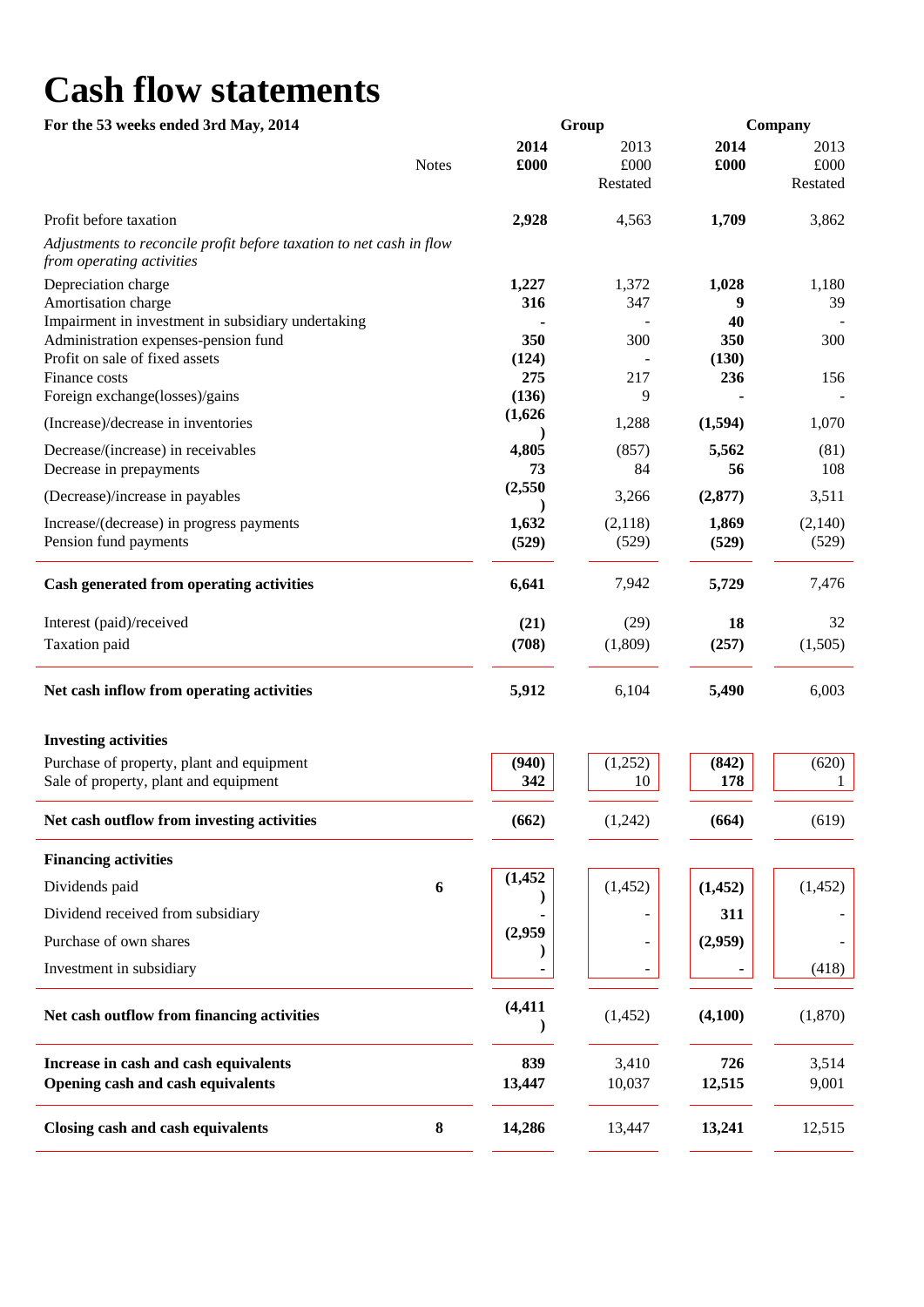# Cash flow statements

**For the 53 weeks ended 3rd May, 2014**

| | Notes | Group | | Company | |
|---|---|---|---|---|---|
| | | **2014** | 2013 | **2014** | 2013 |
| | | **£000** | £000 | **£000** | £000 |
| | | | Restated | | Restated |
| Profit before taxation | | **2,928** | 4,563 | **1,709** | 3,862 |
| *Adjustments to reconcile profit before taxation to net cash in flow from operating activities* | | | | | |
| Depreciation charge | | **1,227** | 1,372 | **1,028** | 1,180 |
| Amortisation charge | | **316** | 347 | **9** | 39 |
| Impairment in investment in subsidiary undertaking | | **-** | - | **40** | - |
| Administration expenses-pension fund | | **350** | 300 | **350** | 300 |
| Profit on sale of fixed assets | | **(124)** | - | **(130)** | |
| Finance costs | | **275** | 217 | **236** | 156 |
| Foreign exchange(losses)/gains | | **(136)** | 9 | **-** | - |
| (Increase)/decrease in inventories | | **(1,626)** | 1,288 | **(1,594)** | 1,070 |
| Decrease/(increase) in receivables | | **4,805** | (857) | **5,562** | (81) |
| Decrease in prepayments | | **73** | 84 | **56** | 108 |
| (Decrease)/increase in payables | | **(2,550)** | 3,266 | **(2,877)** | 3,511 |
| Increase/(decrease) in progress payments | | **1,632** | (2,118) | **1,869** | (2,140) |
| Pension fund payments | | **(529)** | (529) | **(529)** | (529) |
| **Cash generated from operating activities** | | **6,641** | 7,942 | **5,729** | 7,476 |
| Interest (paid)/received | | **(21)** | (29) | **18** | 32 |
| Taxation paid | | **(708)** | (1,809) | **(257)** | (1,505) |
| **Net cash inflow from operating activities** | | **5,912** | 6,104 | **5,490** | 6,003 |
| **Investing activities** | | | | | |
| Purchase of property, plant and equipment | | **(940)** | (1,252) | **(842)** | (620) |
| Sale of property, plant and equipment | | **342** | 10 | **178** | 1 |
| **Net cash outflow from investing activities** | | **(662)** | (1,242) | **(664)** | (619) |
| **Financing activities** | | | | | |
| Dividends paid | **6** | **(1,452)** | (1,452) | **(1,452)** | (1,452) |
| Dividend received from subsidiary | | **-** | - | **311** | - |
| Purchase of own shares | | **(2,959)** | - | **(2,959)** | - |
| Investment in subsidiary | | **-** | - | **-** | (418) |
| **Net cash outflow from financing activities** | | **(4,411)** | (1,452) | **(4,100)** | (1,870) |
| **Increase in cash and cash equivalents** | | **839** | 3,410 | **726** | 3,514 |
| **Opening cash and cash equivalents** | | **13,447** | 10,037 | **12,515** | 9,001 |
| **Closing cash and cash equivalents** | **8** | **14,286** | 13,447 | **13,241** | 12,515 |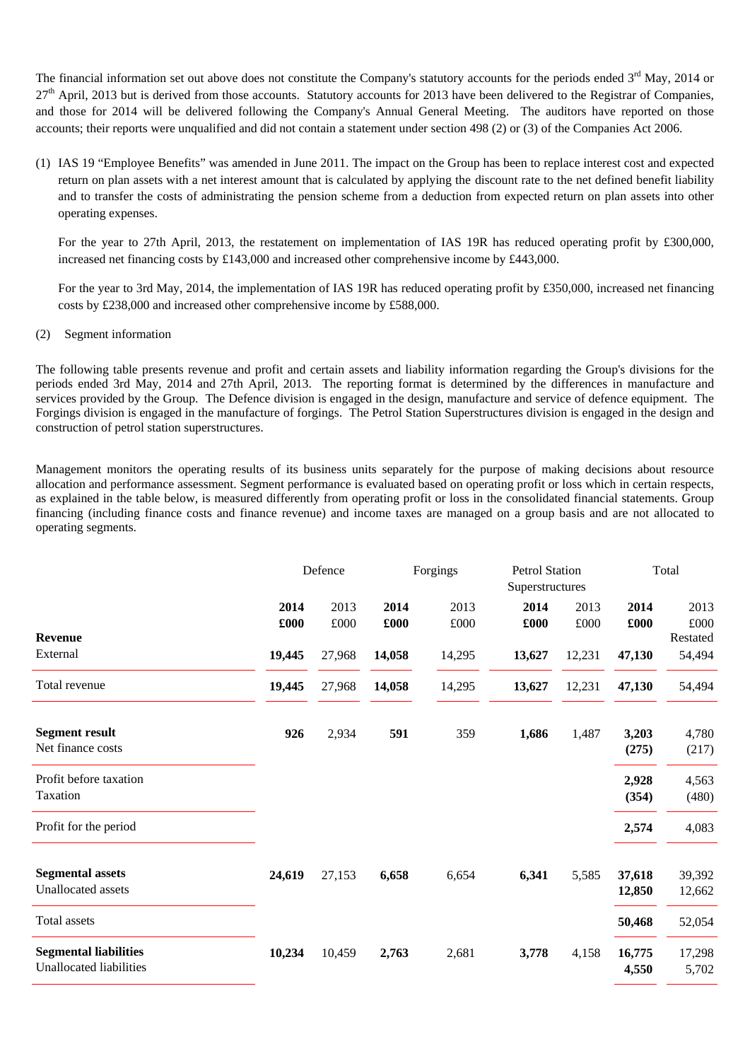The financial information set out above does not constitute the Company's statutory accounts for the periods ended 3rd May, 2014 or 27th April, 2013 but is derived from those accounts. Statutory accounts for 2013 have been delivered to the Registrar of Companies, and those for 2014 will be delivered following the Company's Annual General Meeting. The auditors have reported on those accounts; their reports were unqualified and did not contain a statement under section 498 (2) or (3) of the Companies Act 2006.

(1) IAS 19 "Employee Benefits" was amended in June 2011. The impact on the Group has been to replace interest cost and expected return on plan assets with a net interest amount that is calculated by applying the discount rate to the net defined benefit liability and to transfer the costs of administrating the pension scheme from a deduction from expected return on plan assets into other operating expenses.

For the year to 27th April, 2013, the restatement on implementation of IAS 19R has reduced operating profit by £300,000, increased net financing costs by £143,000 and increased other comprehensive income by £443,000.

For the year to 3rd May, 2014, the implementation of IAS 19R has reduced operating profit by £350,000, increased net financing costs by £238,000 and increased other comprehensive income by £588,000.

(2) Segment information

The following table presents revenue and profit and certain assets and liability information regarding the Group's divisions for the periods ended 3rd May, 2014 and 27th April, 2013. The reporting format is determined by the differences in manufacture and services provided by the Group. The Defence division is engaged in the design, manufacture and service of defence equipment. The Forgings division is engaged in the manufacture of forgings. The Petrol Station Superstructures division is engaged in the design and construction of petrol station superstructures.

Management monitors the operating results of its business units separately for the purpose of making decisions about resource allocation and performance assessment. Segment performance is evaluated based on operating profit or loss which in certain respects, as explained in the table below, is measured differently from operating profit or loss in the consolidated financial statements. Group financing (including finance costs and finance revenue) and income taxes are managed on a group basis and are not allocated to operating segments.

| | Defence | | Forgings | | Petrol Station Superstructures | | Total | |
|---|---|---|---|---|---|---|---|---|
| | **2014 £000** | 2013 £000 | **2014 £000** | 2013 £000 | **2014 £000** | 2013 £000 | **2014 £000** | 2013 £000 Restated |
| **Revenue** | | | | | | | | |
| External | **19,445** | 27,968 | **14,058** | 14,295 | **13,627** | 12,231 | **47,130** | 54,494 |
| Total revenue | **19,445** | 27,968 | **14,058** | 14,295 | **13,627** | 12,231 | **47,130** | 54,494 |
| **Segment result** | **926** | 2,934 | **591** | 359 | **1,686** | 1,487 | **3,203** | 4,780 |
| Net finance costs | | | | | | | **(275)** | (217) |
| Profit before taxation | | | | | | | **2,928** | 4,563 |
| Taxation | | | | | | | **(354)** | (480) |
| Profit for the period | | | | | | | **2,574** | 4,083 |
| **Segmental assets** | **24,619** | 27,153 | **6,658** | 6,654 | **6,341** | 5,585 | **37,618** | 39,392 |
| Unallocated assets | | | | | | | **12,850** | 12,662 |
| Total assets | | | | | | | **50,468** | 52,054 |
| **Segmental liabilities** | **10,234** | 10,459 | **2,763** | 2,681 | **3,778** | 4,158 | **16,775** | 17,298 |
| Unallocated liabilities | | | | | | | **4,550** | 5,702 |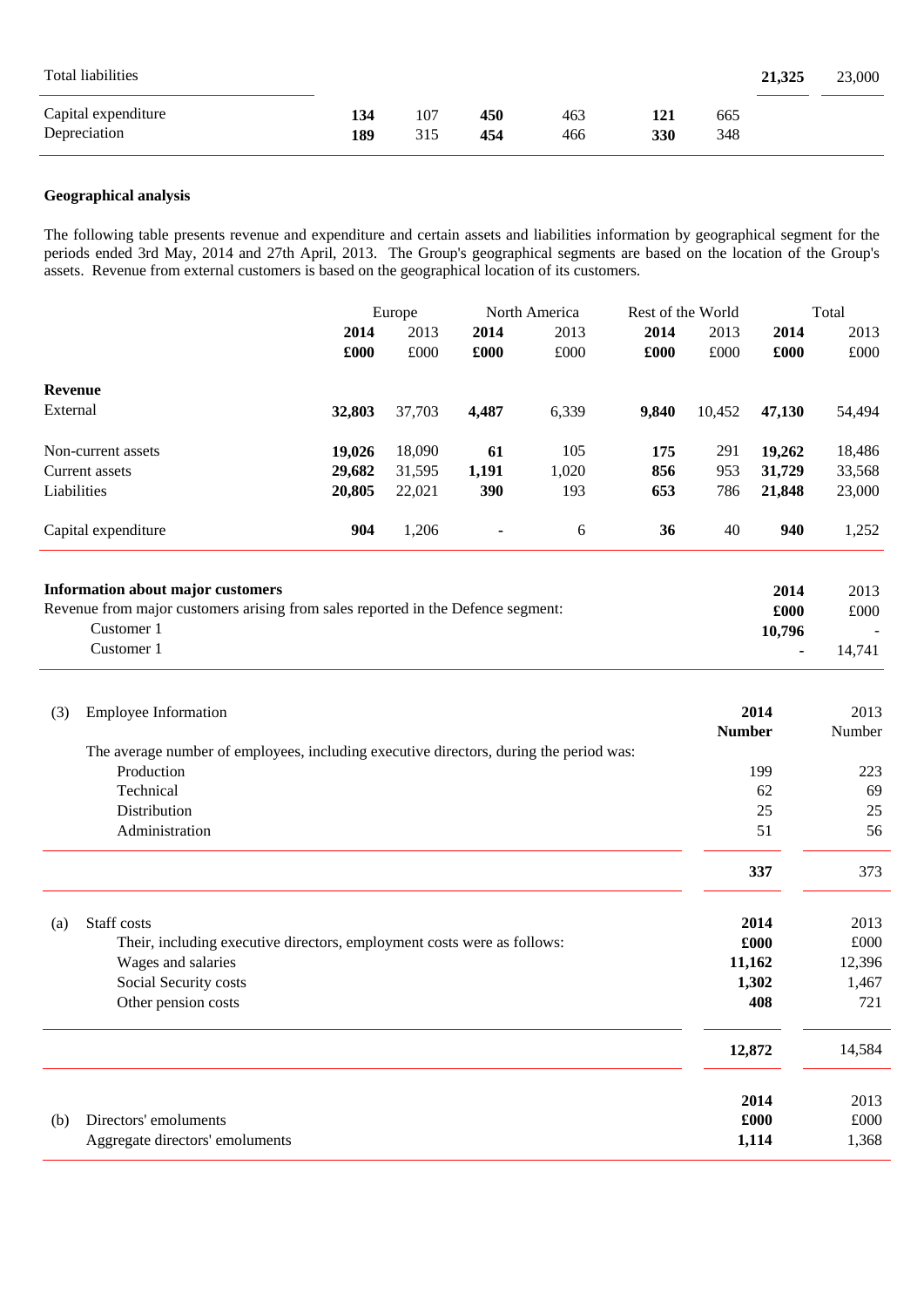| | | | | | | | | |
|---|---|---|---|---|---|---|---|---|
| Total liabilities | | | | | | | **21,325** | 23,000 |
| Capital expenditure | **134** | 107 | **450** | 463 | **121** | 665 | | |
| Depreciation | **189** | 315 | **454** | 466 | **330** | 348 | | |

**Geographical analysis**

The following table presents revenue and expenditure and certain assets and liabilities information by geographical segment for the periods ended 3rd May, 2014 and 27th April, 2013. The Group's geographical segments are based on the location of the Group's assets. Revenue from external customers is based on the geographical location of its customers.

| | Europe | | North America | | Rest of the World | | Total | |
|---|---|---|---|---|---|---|---|---|
| | **2014** | 2013 | **2014** | 2013 | **2014** | 2013 | **2014** | 2013 |
| | **£000** | £000 | **£000** | £000 | **£000** | £000 | **£000** | £000 |
| **Revenue** | | | | | | | | |
| External | **32,803** | 37,703 | **4,487** | 6,339 | **9,840** | 10,452 | **47,130** | 54,494 |
| Non-current assets | **19,026** | 18,090 | **61** | 105 | **175** | 291 | **19,262** | 18,486 |
| Current assets | **29,682** | 31,595 | **1,191** | 1,020 | **856** | 953 | **31,729** | 33,568 |
| Liabilities | **20,805** | 22,021 | **390** | 193 | **653** | 786 | **21,848** | 23,000 |
| Capital expenditure | **904** | 1,206 | **-** | 6 | **36** | 40 | **940** | 1,252 |

| **Information about major customers** | **2014** | 2013 |
|---|---|---|
| Revenue from major customers arising from sales reported in the Defence segment: | **£000** | £000 |
| Customer 1 | **10,796** | - |
| Customer 1 | **-** | 14,741 |

(3) Employee Information

| | **2014** | 2013 |
|---|---|---|
| | **Number** | Number |
| The average number of employees, including executive directors, during the period was: | | |
| Production | 199 | 223 |
| Technical | 62 | 69 |
| Distribution | 25 | 25 |
| Administration | 51 | 56 |
| | **337** | 373 |

(a) Staff costs

| | **2014** | 2013 |
|---|---|---|
| Their, including executive directors, employment costs were as follows: | **£000** | £000 |
| Wages and salaries | **11,162** | 12,396 |
| Social Security costs | **1,302** | 1,467 |
| Other pension costs | **408** | 721 |
| | **12,872** | 14,584 |

(b) Directors' emoluments

| | **2014** | 2013 |
|---|---|---|
| | **£000** | £000 |
| Aggregate directors' emoluments | **1,114** | 1,368 |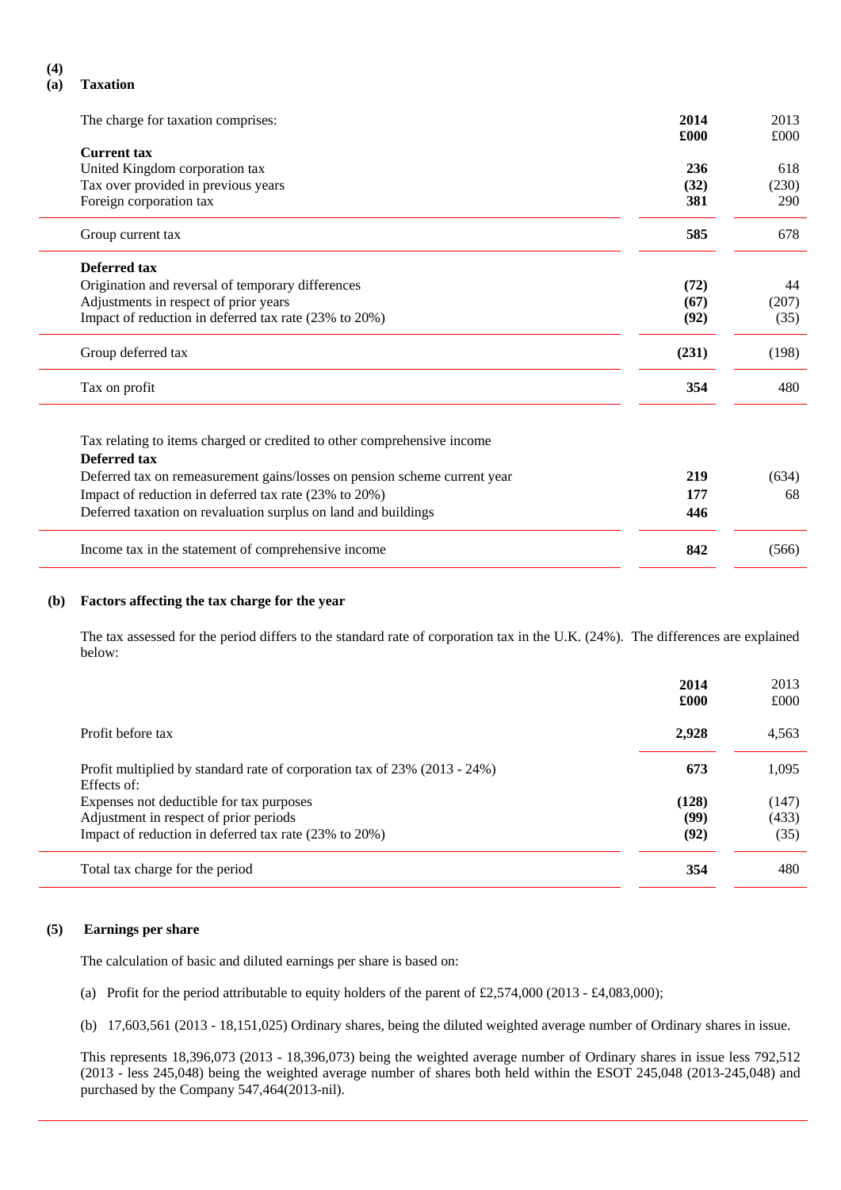## (4) (a) Taxation

| The charge for taxation comprises: | **2014 £000** | 2013 £000 |
|---|---|---|
| **Current tax** | | |
| United Kingdom corporation tax | **236** | 618 |
| Tax over provided in previous years | **(32)** | (230) |
| Foreign corporation tax | **381** | 290 |
| Group current tax | **585** | 678 |
| **Deferred tax** | | |
| Origination and reversal of temporary differences | **(72)** | 44 |
| Adjustments in respect of prior years | **(67)** | (207) |
| Impact of reduction in deferred tax rate (23% to 20%) | **(92)** | (35) |
| Group deferred tax | **(231)** | (198) |
| Tax on profit | **354** | 480 |

| Tax relating to items charged or credited to other comprehensive income | | |
|---|---|---|
| **Deferred tax** | | |
| Deferred tax on remeasurement gains/losses on pension scheme current year | **219** | (634) |
| Impact of reduction in deferred tax rate (23% to 20%) | **177** | 68 |
| Deferred taxation on revaluation surplus on land and buildings | **446** | |
| Income tax in the statement of comprehensive income | **842** | (566) |

### (b) Factors affecting the tax charge for the year

The tax assessed for the period differs to the standard rate of corporation tax in the U.K. (24%). The differences are explained below:

| | **2014 £000** | 2013 £000 |
|---|---|---|
| Profit before tax | **2,928** | 4,563 |
| Profit multiplied by standard rate of corporation tax of 23% (2013 - 24%) | **673** | 1,095 |
| Effects of: | | |
| Expenses not deductible for tax purposes | **(128)** | (147) |
| Adjustment in respect of prior periods | **(99)** | (433) |
| Impact of reduction in deferred tax rate (23% to 20%) | **(92)** | (35) |
| Total tax charge for the period | **354** | 480 |

## (5) Earnings per share

The calculation of basic and diluted earnings per share is based on:

(a) Profit for the period attributable to equity holders of the parent of £2,574,000 (2013 - £4,083,000);

(b) 17,603,561 (2013 - 18,151,025) Ordinary shares, being the diluted weighted average number of Ordinary shares in issue.

This represents 18,396,073 (2013 - 18,396,073) being the weighted average number of Ordinary shares in issue less 792,512 (2013 - less 245,048) being the weighted average number of shares both held within the ESOT 245,048 (2013-245,048) and purchased by the Company 547,464(2013-nil).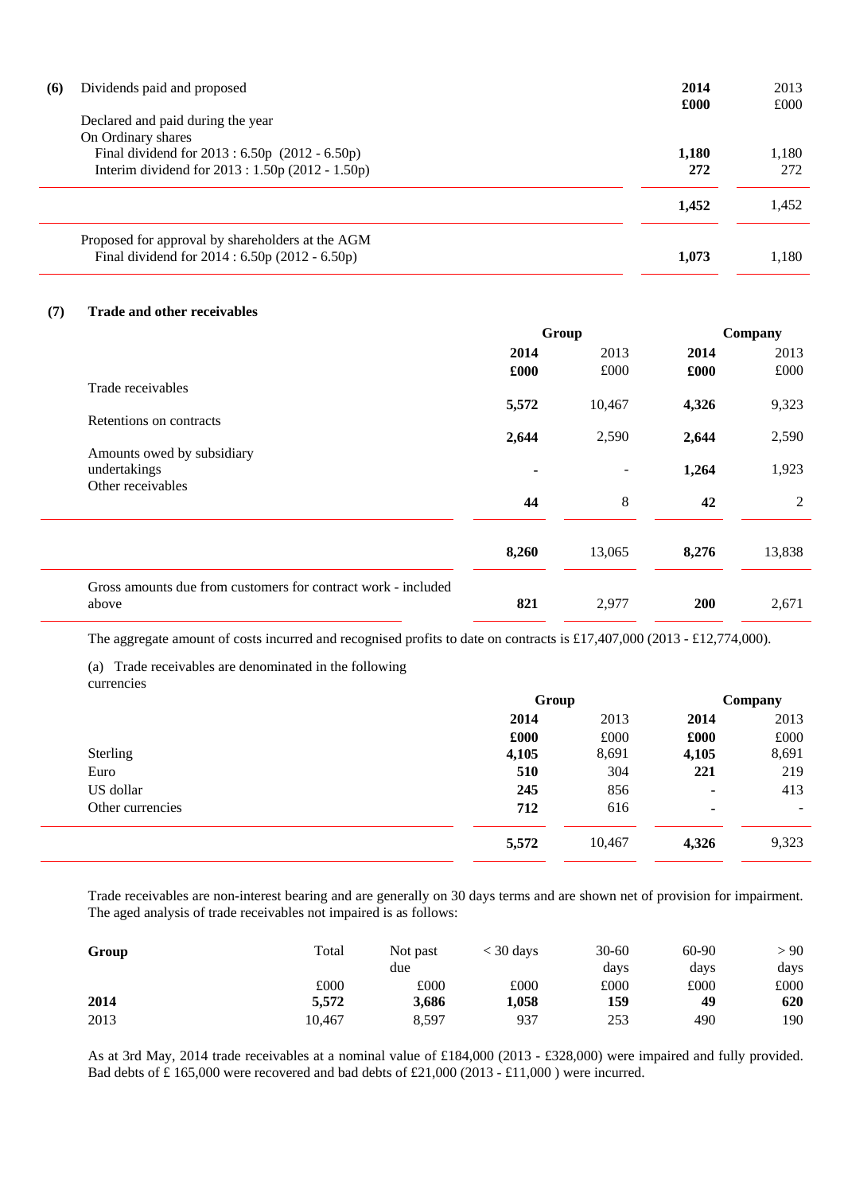**(6)** Dividends paid and proposed

| | 2014 £000 | 2013 £000 |
|---|---|---|
| Declared and paid during the year | | |
| On Ordinary shares | | |
| Final dividend for 2013 : 6.50p (2012 - 6.50p) | **1,180** | 1,180 |
| Interim dividend for 2013 : 1.50p (2012 - 1.50p) | **272** | 272 |
| | **1,452** | 1,452 |
| Proposed for approval by shareholders at the AGM | | |
| Final dividend for 2014 : 6.50p (2012 - 6.50p) | **1,073** | 1,180 |

**(7)** **Trade and other receivables**

| | Group | | Company | |
|---|---|---|---|---|
| | **2014** | 2013 | **2014** | 2013 |
| | **£000** | £000 | **£000** | £000 |
| Trade receivables | **5,572** | 10,467 | **4,326** | 9,323 |
| Retentions on contracts | **2,644** | 2,590 | **2,644** | 2,590 |
| Amounts owed by subsidiary undertakings | **-** | - | **1,264** | 1,923 |
| Other receivables | **44** | 8 | **42** | 2 |
| | **8,260** | 13,065 | **8,276** | 13,838 |
| Gross amounts due from customers for contract work - included above | **821** | 2,977 | **200** | 2,671 |

The aggregate amount of costs incurred and recognised profits to date on contracts is £17,407,000 (2013 - £12,774,000).

(a) Trade receivables are denominated in the following currencies

| | Group | | Company | |
|---|---|---|---|---|
| | **2014** | 2013 | **2014** | 2013 |
| | **£000** | £000 | **£000** | £000 |
| Sterling | **4,105** | 8,691 | **4,105** | 8,691 |
| Euro | **510** | 304 | **221** | 219 |
| US dollar | **245** | 856 | **-** | 413 |
| Other currencies | **712** | 616 | **-** | - |
| | **5,572** | 10,467 | **4,326** | 9,323 |

Trade receivables are non-interest bearing and are generally on 30 days terms and are shown net of provision for impairment. The aged analysis of trade receivables not impaired is as follows:

| **Group** | Total | Not past due | < 30 days | 30-60 days | 60-90 days | > 90 days |
|---|---|---|---|---|---|---|
| | £000 | £000 | £000 | £000 | £000 | £000 |
| **2014** | **5,572** | **3,686** | **1,058** | **159** | **49** | **620** |
| 2013 | 10,467 | 8,597 | 937 | 253 | 490 | 190 |

As at 3rd May, 2014 trade receivables at a nominal value of £184,000 (2013 - £328,000) were impaired and fully provided. Bad debts of £ 165,000 were recovered and bad debts of £21,000 (2013 - £11,000 ) were incurred.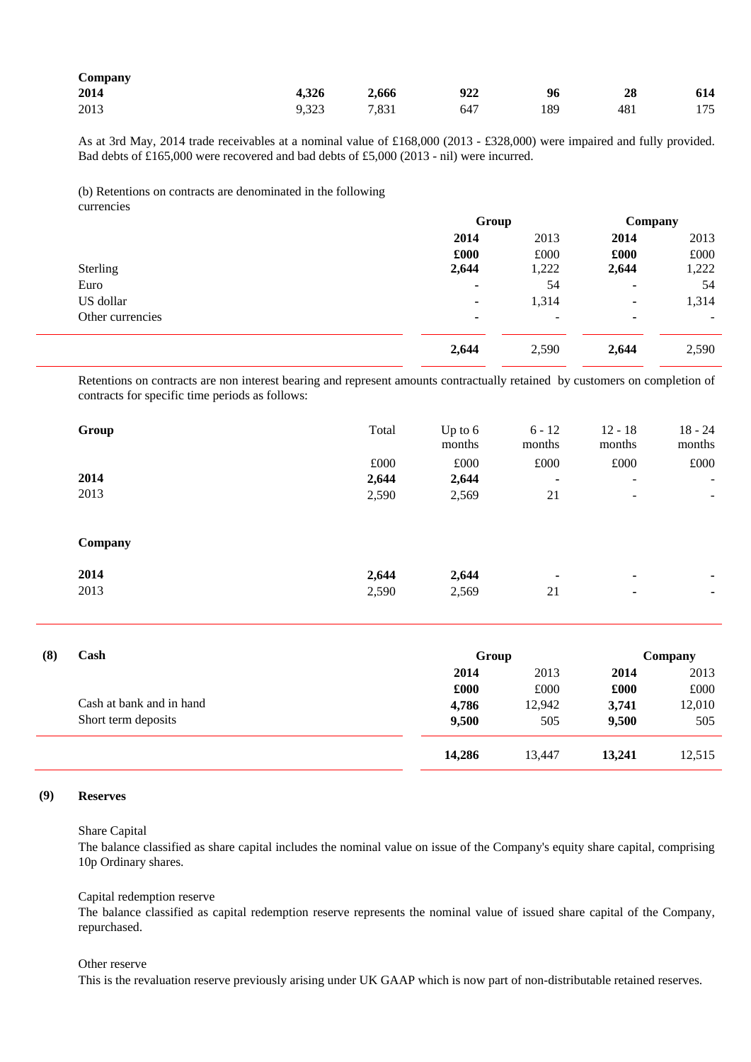| Company | | | | | | |
|---|---|---|---|---|---|---|
| **2014** | **4,326** | **2,666** | **922** | **96** | **28** | **614** |
| 2013 | 9,323 | 7,831 | 647 | 189 | 481 | 175 |

As at 3rd May, 2014 trade receivables at a nominal value of £168,000 (2013 - £328,000) were impaired and fully provided. Bad debts of £165,000 were recovered and bad debts of £5,000 (2013 - nil) were incurred.

(b) Retentions on contracts are denominated in the following currencies

| | Group | | Company | |
|---|---|---|---|---|
| | **2014** | 2013 | **2014** | 2013 |
| | **£000** | £000 | **£000** | £000 |
| Sterling | **2,644** | 1,222 | **2,644** | 1,222 |
| Euro | **-** | 54 | **-** | 54 |
| US dollar | **-** | 1,314 | **-** | 1,314 |
| Other currencies | **-** | - | **-** | - |
| | **2,644** | 2,590 | **2,644** | 2,590 |

Retentions on contracts are non interest bearing and represent amounts contractually retained by customers on completion of contracts for specific time periods as follows:

| Group | Total | Up to 6 months | 6 - 12 months | 12 - 18 months | 18 - 24 months |
|---|---|---|---|---|---|
| | £000 | £000 | £000 | £000 | £000 |
| **2014** | **2,644** | **2,644** | **-** | - | - |
| 2013 | 2,590 | 2,569 | 21 | - | - |
| **Company** | | | | | |
| **2014** | **2,644** | **2,644** | **-** | **-** | **-** |
| 2013 | 2,590 | 2,569 | 21 | - | - |

## (8) Cash

| | Group | | Company | |
|---|---|---|---|---|
| | **2014** | 2013 | **2014** | 2013 |
| | **£000** | £000 | **£000** | £000 |
| Cash at bank and in hand | **4,786** | 12,942 | **3,741** | 12,010 |
| Short term deposits | **9,500** | 505 | **9,500** | 505 |
| | **14,286** | 13,447 | **13,241** | 12,515 |

## (9) Reserves

Share Capital

The balance classified as share capital includes the nominal value on issue of the Company's equity share capital, comprising 10p Ordinary shares.

Capital redemption reserve

The balance classified as capital redemption reserve represents the nominal value of issued share capital of the Company, repurchased.

Other reserve

This is the revaluation reserve previously arising under UK GAAP which is now part of non-distributable retained reserves.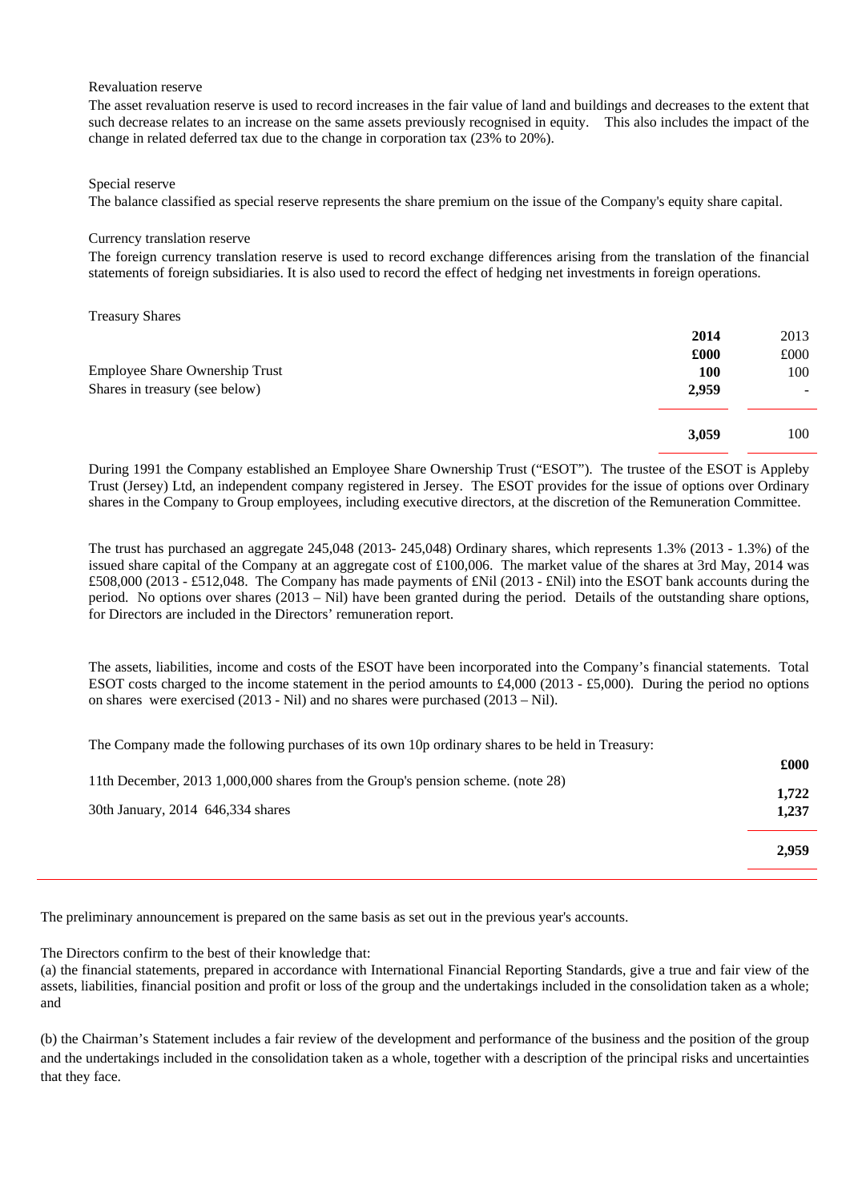Revaluation reserve

The asset revaluation reserve is used to record increases in the fair value of land and buildings and decreases to the extent that such decrease relates to an increase on the same assets previously recognised in equity. This also includes the impact of the change in related deferred tax due to the change in corporation tax (23% to 20%).

Special reserve

The balance classified as special reserve represents the share premium on the issue of the Company's equity share capital.

Currency translation reserve

The foreign currency translation reserve is used to record exchange differences arising from the translation of the financial statements of foreign subsidiaries. It is also used to record the effect of hedging net investments in foreign operations.

Treasury Shares

| | **2014** | 2013 |
|---|---|---|
| | **£000** | £000 |
| Employee Share Ownership Trust | **100** | 100 |
| Shares in treasury (see below) | **2,959** | - |
| | **3,059** | 100 |

During 1991 the Company established an Employee Share Ownership Trust ("ESOT"). The trustee of the ESOT is Appleby Trust (Jersey) Ltd, an independent company registered in Jersey. The ESOT provides for the issue of options over Ordinary shares in the Company to Group employees, including executive directors, at the discretion of the Remuneration Committee.

The trust has purchased an aggregate 245,048 (2013- 245,048) Ordinary shares, which represents 1.3% (2013 - 1.3%) of the issued share capital of the Company at an aggregate cost of £100,006. The market value of the shares at 3rd May, 2014 was £508,000 (2013 - £512,048. The Company has made payments of £Nil (2013 - £Nil) into the ESOT bank accounts during the period. No options over shares (2013 – Nil) have been granted during the period. Details of the outstanding share options, for Directors are included in the Directors' remuneration report.

The assets, liabilities, income and costs of the ESOT have been incorporated into the Company's financial statements. Total ESOT costs charged to the income statement in the period amounts to £4,000 (2013 - £5,000). During the period no options on shares were exercised (2013 - Nil) and no shares were purchased (2013 – Nil).

The Company made the following purchases of its own 10p ordinary shares to be held in Treasury:

| | **£000** |
|---|---|
| 11th December, 2013 1,000,000 shares from the Group's pension scheme. (note 28) | **1,722** |
| 30th January, 2014 646,334 shares | **1,237** |
| | **2,959** |

The preliminary announcement is prepared on the same basis as set out in the previous year's accounts.

The Directors confirm to the best of their knowledge that:

(a) the financial statements, prepared in accordance with International Financial Reporting Standards, give a true and fair view of the assets, liabilities, financial position and profit or loss of the group and the undertakings included in the consolidation taken as a whole; and

(b) the Chairman's Statement includes a fair review of the development and performance of the business and the position of the group and the undertakings included in the consolidation taken as a whole, together with a description of the principal risks and uncertainties that they face.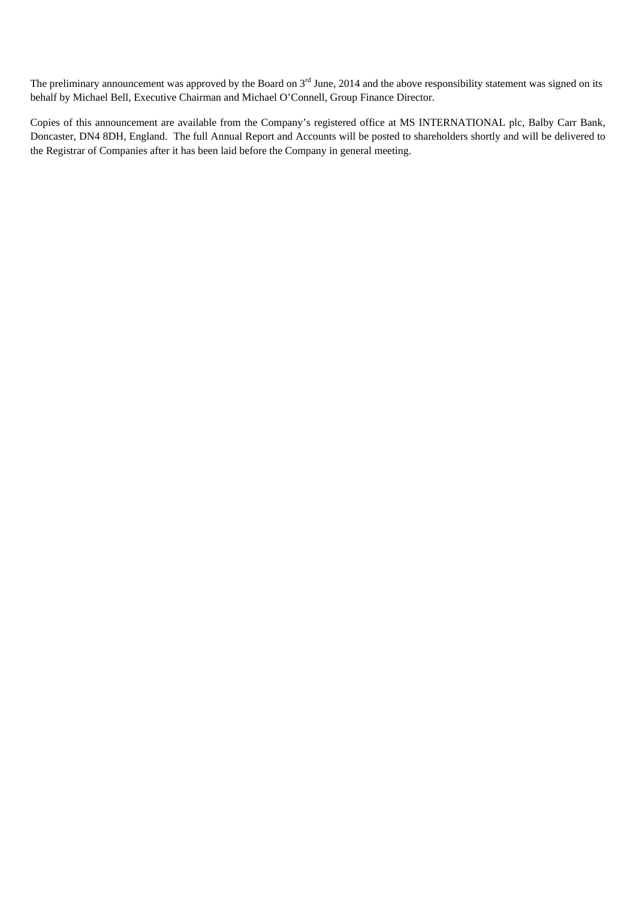The preliminary announcement was approved by the Board on 3rd June, 2014 and the above responsibility statement was signed on its behalf by Michael Bell, Executive Chairman and Michael O'Connell, Group Finance Director.

Copies of this announcement are available from the Company's registered office at MS INTERNATIONAL plc, Balby Carr Bank, Doncaster, DN4 8DH, England. The full Annual Report and Accounts will be posted to shareholders shortly and will be delivered to the Registrar of Companies after it has been laid before the Company in general meeting.